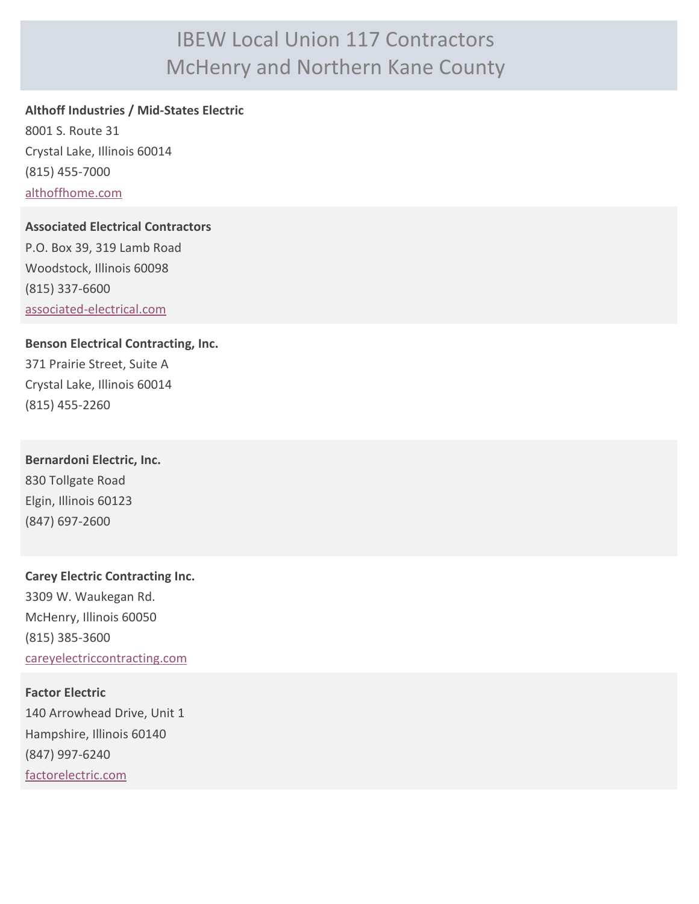# IBEW Local Union 117 Contractors
# McHenry and Northern Kane County

**Althoff Industries / Mid-States Electric**
8001 S. Route 31
Crystal Lake, Illinois 60014
(815) 455-7000
althoffhome.com

**Associated Electrical Contractors**
P.O. Box 39, 319 Lamb Road
Woodstock, Illinois 60098
(815) 337-6600
associated-electrical.com

**Benson Electrical Contracting, Inc.**
371 Prairie Street, Suite A
Crystal Lake, Illinois 60014
(815) 455-2260

**Bernardoni Electric, Inc.**
830 Tollgate Road
Elgin, Illinois 60123
(847) 697-2600

**Carey Electric Contracting Inc.**
3309 W. Waukegan Rd.
McHenry, Illinois 60050
(815) 385-3600
careyelectriccontracting.com

**Factor Electric**
140 Arrowhead Drive, Unit 1
Hampshire, Illinois 60140
(847) 997-6240
factorelectric.com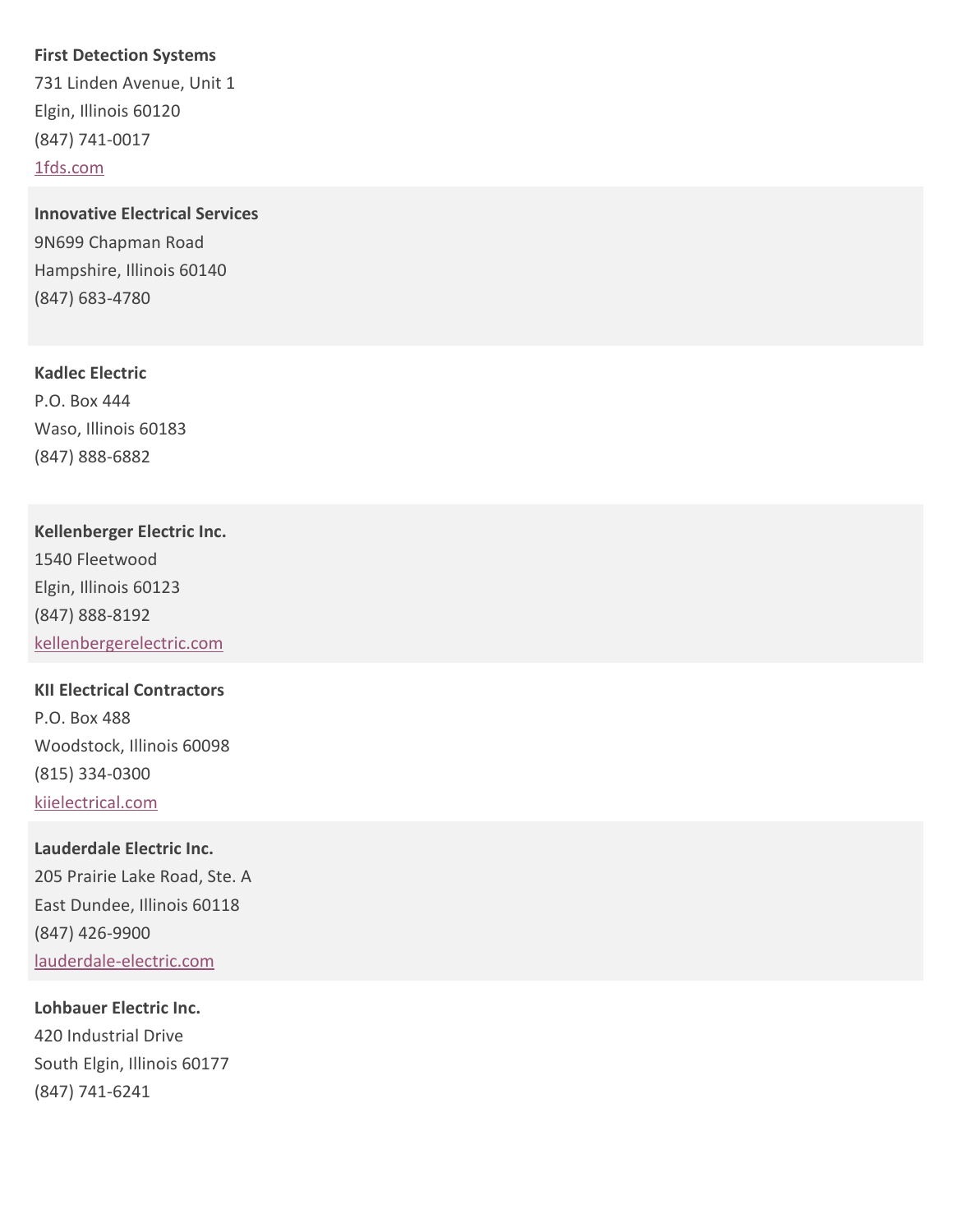**First Detection Systems**
731 Linden Avenue, Unit 1
Elgin, Illinois 60120
(847) 741-0017
1fds.com

**Innovative Electrical Services**
9N699 Chapman Road
Hampshire, Illinois 60140
(847) 683-4780

**Kadlec Electric**
P.O. Box 444
Waso, Illinois 60183
(847) 888-6882

**Kellenberger Electric Inc.**
1540 Fleetwood
Elgin, Illinois 60123
(847) 888-8192
kellenbergerelectric.com

**KII Electrical Contractors**
P.O. Box 488
Woodstock, Illinois 60098
(815) 334-0300
kiielectrical.com

**Lauderdale Electric Inc.**
205 Prairie Lake Road, Ste. A
East Dundee, Illinois 60118
(847) 426-9900
lauderdale-electric.com

**Lohbauer Electric Inc.**
420 Industrial Drive
South Elgin, Illinois 60177
(847) 741-6241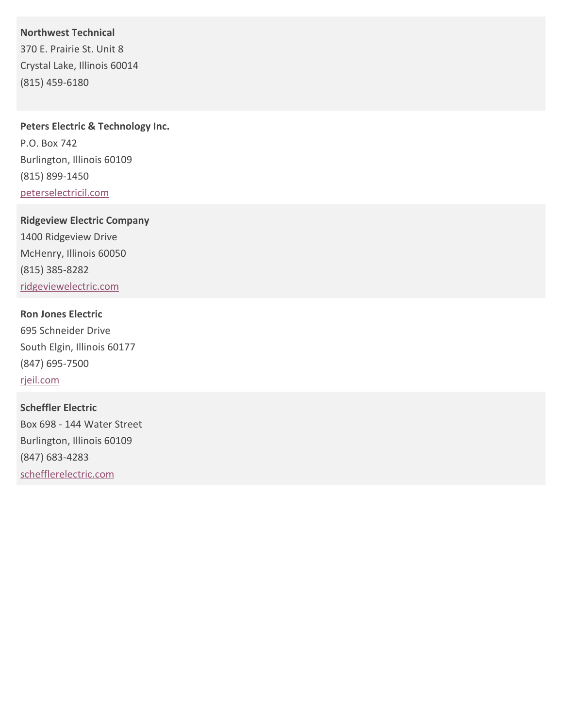**Northwest Technical**
370 E. Prairie St. Unit 8
Crystal Lake, Illinois 60014
(815) 459-6180

**Peters Electric & Technology Inc.**
P.O. Box 742
Burlington, Illinois 60109
(815) 899-1450
peterselectricil.com

**Ridgeview Electric Company**
1400 Ridgeview Drive
McHenry, Illinois 60050
(815) 385-8282
ridgeviewelectric.com

**Ron Jones Electric**
695 Schneider Drive
South Elgin, Illinois 60177
(847) 695-7500
rjeil.com

**Scheffler Electric**
Box 698 - 144 Water Street
Burlington, Illinois 60109
(847) 683-4283
schefflerelectric.com